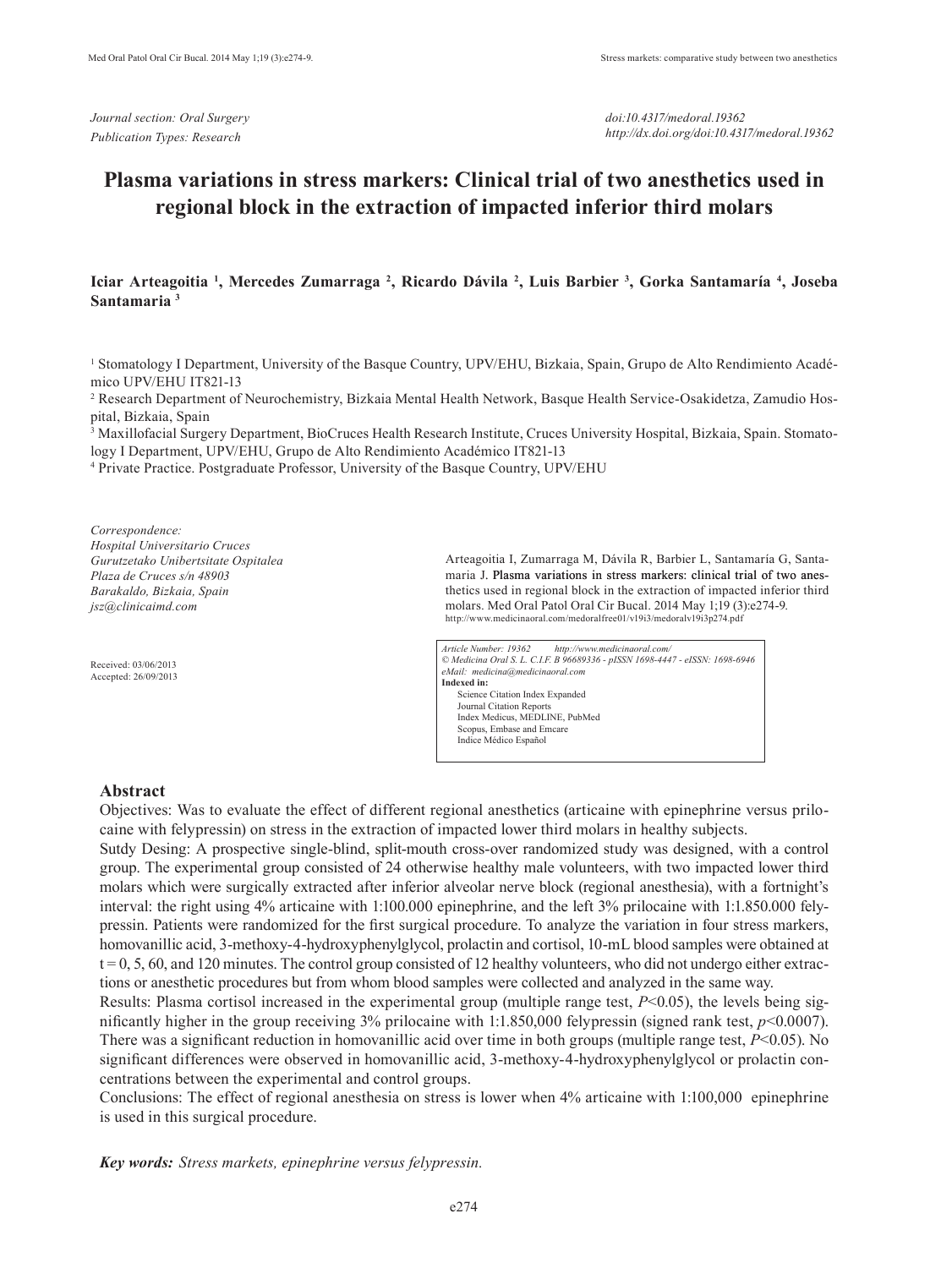*Journal section: Oral Surgery*
*Publication Types: Research*

*doi:10.4317/medoral.19362*
*http://dx.doi.org/doi:10.4317/medoral.19362*

# Plasma variations in stress markers: Clinical trial of two anesthetics used in regional block in the extraction of impacted inferior third molars

**Iciar Arteagoitia [1], Mercedes Zumarraga [2], Ricardo Dávila [2], Luis Barbier [3], Gorka Santamaría [4], Joseba Santamaria [3]**

[1] Stomatology I Department, University of the Basque Country, UPV/EHU, Bizkaia, Spain, Grupo de Alto Rendimiento Académico UPV/EHU IT821-13
[2] Research Department of Neurochemistry, Bizkaia Mental Health Network, Basque Health Service-Osakidetza, Zamudio Hospital, Bizkaia, Spain
[3] Maxillofacial Surgery Department, BioCruces Health Research Institute, Cruces University Hospital, Bizkaia, Spain. Stomatology I Department, UPV/EHU, Grupo de Alto Rendimiento Académico IT821-13
[4] Private Practice. Postgraduate Professor, University of the Basque Country, UPV/EHU

*Correspondence:*
*Hospital Universitario Cruces*
*Gurutzetako Unibertsitate Ospitalea*
*Plaza de Cruces s/n 48903*
*Barakaldo, Bizkaia, Spain*
*jsz@clinicaimd.com*

Received: 03/06/2013
Accepted: 26/09/2013

Arteagoitia I, Zumarraga M, Dávila R, Barbier L, Santamaría G, Santamaria J. Plasma variations in stress markers: clinical trial of two anesthetics used in regional block in the extraction of impacted inferior third molars. Med Oral Patol Oral Cir Bucal. 2014 May 1;19 (3):e274-9.
http://www.medicinaoral.com/medoralfree01/v19i3/medoralv19i3p274.pdf

*Article Number: 19362 http://www.medicinaoral.com/*
*© Medicina Oral S. L. C.I.F. B 96689336 - pISSN 1698-4447 - eISSN: 1698-6946*
*eMail: medicina@medicinaoral.com*
**Indexed in:**
Science Citation Index Expanded
Journal Citation Reports
Index Medicus, MEDLINE, PubMed
Scopus, Embase and Emcare
Indice Médico Español

## Abstract

Objectives: Was to evaluate the effect of different regional anesthetics (articaine with epinephrine versus prilocaine with felypressin) on stress in the extraction of impacted lower third molars in healthy subjects.

Sutdy Desing: A prospective single-blind, split-mouth cross-over randomized study was designed, with a control group. The experimental group consisted of 24 otherwise healthy male volunteers, with two impacted lower third molars which were surgically extracted after inferior alveolar nerve block (regional anesthesia), with a fortnight's interval: the right using 4% articaine with 1:100.000 epinephrine, and the left 3% prilocaine with 1:1.850.000 felypressin. Patients were randomized for the first surgical procedure. To analyze the variation in four stress markers, homovanillic acid, 3-methoxy-4-hydroxyphenylglycol, prolactin and cortisol, 10-mL blood samples were obtained at t = 0, 5, 60, and 120 minutes. The control group consisted of 12 healthy volunteers, who did not undergo either extractions or anesthetic procedures but from whom blood samples were collected and analyzed in the same way.

Results: Plasma cortisol increased in the experimental group (multiple range test, $P<0.05$), the levels being significantly higher in the group receiving 3% prilocaine with 1:1.850,000 felypressin (signed rank test, $p<0.0007$). There was a significant reduction in homovanillic acid over time in both groups (multiple range test, $P<0.05$). No significant differences were observed in homovanillic acid, 3-methoxy-4-hydroxyphenylglycol or prolactin concentrations between the experimental and control groups.

Conclusions: The effect of regional anesthesia on stress is lower when 4% articaine with 1:100,000 epinephrine is used in this surgical procedure.

***Key words:** Stress markets, epinephrine versus felypressin.*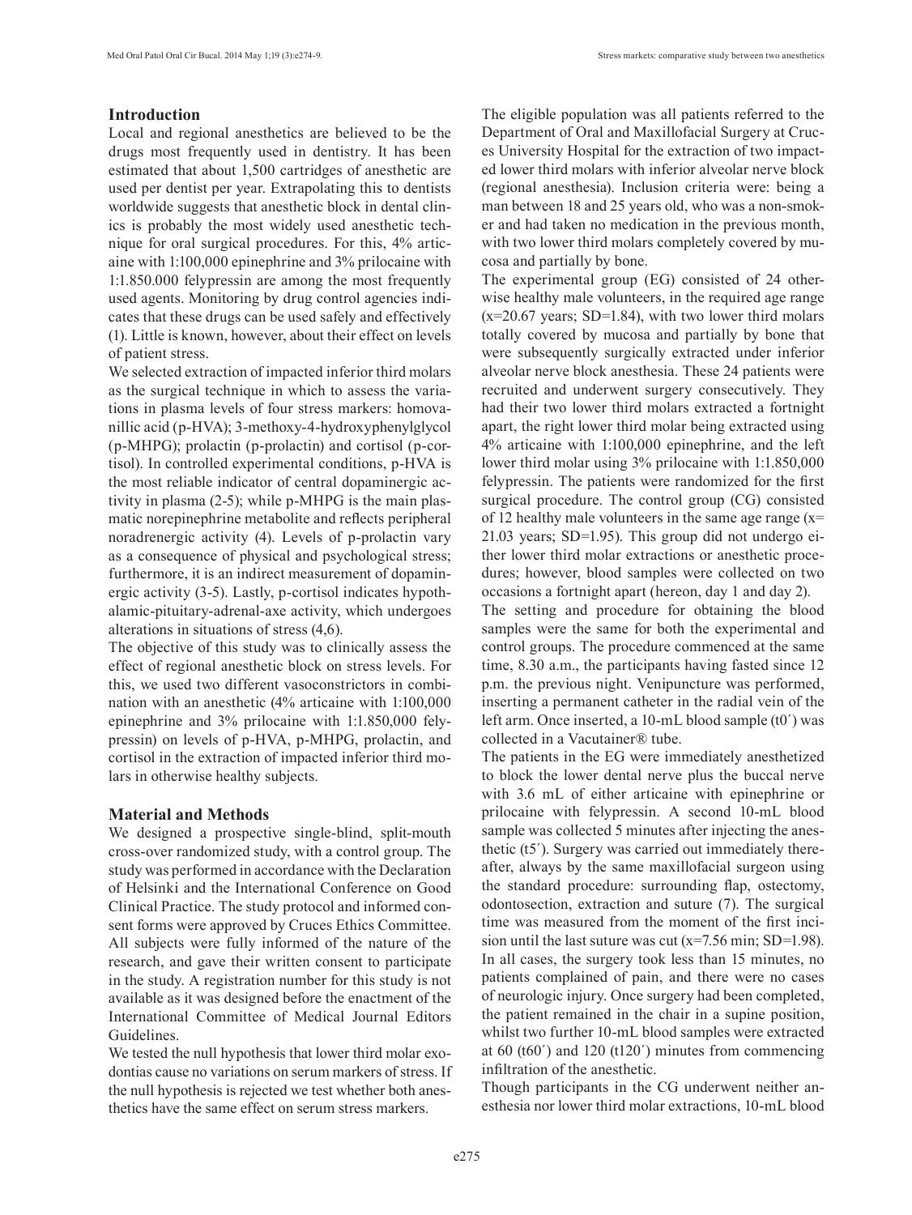## Introduction

Local and regional anesthetics are believed to be the drugs most frequently used in dentistry. It has been estimated that about 1,500 cartridges of anesthetic are used per dentist per year. Extrapolating this to dentists worldwide suggests that anesthetic block in dental clinics is probably the most widely used anesthetic technique for oral surgical procedures. For this, 4% articaine with 1:100,000 epinephrine and 3% prilocaine with 1:1.850.000 felypressin are among the most frequently used agents. Monitoring by drug control agencies indicates that these drugs can be used safely and effectively (1). Little is known, however, about their effect on levels of patient stress.

We selected extraction of impacted inferior third molars as the surgical technique in which to assess the variations in plasma levels of four stress markers: homovanillic acid (p-HVA); 3-methoxy-4-hydroxyphenylglycol (p-MHPG); prolactin (p-prolactin) and cortisol (p-cortisol). In controlled experimental conditions, p-HVA is the most reliable indicator of central dopaminergic activity in plasma (2-5); while p-MHPG is the main plasmatic norepinephrine metabolite and reflects peripheral noradrenergic activity (4). Levels of p-prolactin vary as a consequence of physical and psychological stress; furthermore, it is an indirect measurement of dopaminergic activity (3-5). Lastly, p-cortisol indicates hypothalamic-pituitary-adrenal-axe activity, which undergoes alterations in situations of stress (4,6).

The objective of this study was to clinically assess the effect of regional anesthetic block on stress levels. For this, we used two different vasoconstrictors in combination with an anesthetic (4% articaine with 1:100,000 epinephrine and 3% prilocaine with 1:1.850,000 felypressin) on levels of p-HVA, p-MHPG, prolactin, and cortisol in the extraction of impacted inferior third molars in otherwise healthy subjects.

## Material and Methods

We designed a prospective single-blind, split-mouth cross-over randomized study, with a control group. The study was performed in accordance with the Declaration of Helsinki and the International Conference on Good Clinical Practice. The study protocol and informed consent forms were approved by Cruces Ethics Committee. All subjects were fully informed of the nature of the research, and gave their written consent to participate in the study. A registration number for this study is not available as it was designed before the enactment of the International Committee of Medical Journal Editors Guidelines.

We tested the null hypothesis that lower third molar exodontias cause no variations on serum markers of stress. If the null hypothesis is rejected we test whether both anesthetics have the same effect on serum stress markers.

The eligible population was all patients referred to the Department of Oral and Maxillofacial Surgery at Cruces University Hospital for the extraction of two impacted lower third molars with inferior alveolar nerve block (regional anesthesia). Inclusion criteria were: being a man between 18 and 25 years old, who was a non-smoker and had taken no medication in the previous month, with two lower third molars completely covered by mucosa and partially by bone.

The experimental group (EG) consisted of 24 otherwise healthy male volunteers, in the required age range (x=20.67 years; SD=1.84), with two lower third molars totally covered by mucosa and partially by bone that were subsequently surgically extracted under inferior alveolar nerve block anesthesia. These 24 patients were recruited and underwent surgery consecutively. They had their two lower third molars extracted a fortnight apart, the right lower third molar being extracted using 4% articaine with 1:100,000 epinephrine, and the left lower third molar using 3% prilocaine with 1:1.850,000 felypressin. The patients were randomized for the first surgical procedure. The control group (CG) consisted of 12 healthy male volunteers in the same age range (x= 21.03 years; SD=1.95). This group did not undergo either lower third molar extractions or anesthetic procedures; however, blood samples were collected on two occasions a fortnight apart (hereon, day 1 and day 2).

The setting and procedure for obtaining the blood samples were the same for both the experimental and control groups. The procedure commenced at the same time, 8.30 a.m., the participants having fasted since 12 p.m. the previous night. Venipuncture was performed, inserting a permanent catheter in the radial vein of the left arm. Once inserted, a 10-mL blood sample (t0´) was collected in a Vacutainer® tube.

The patients in the EG were immediately anesthetized to block the lower dental nerve plus the buccal nerve with 3.6 mL of either articaine with epinephrine or prilocaine with felypressin. A second 10-mL blood sample was collected 5 minutes after injecting the anesthetic (t5´). Surgery was carried out immediately thereafter, always by the same maxillofacial surgeon using the standard procedure: surrounding flap, ostectomy, odontosection, extraction and suture (7). The surgical time was measured from the moment of the first incision until the last suture was cut (x=7.56 min; SD=1.98). In all cases, the surgery took less than 15 minutes, no patients complained of pain, and there were no cases of neurologic injury. Once surgery had been completed, the patient remained in the chair in a supine position, whilst two further 10-mL blood samples were extracted at 60 (t60´) and 120 (t120´) minutes from commencing infiltration of the anesthetic.

Though participants in the CG underwent neither anesthesia nor lower third molar extractions, 10-mL blood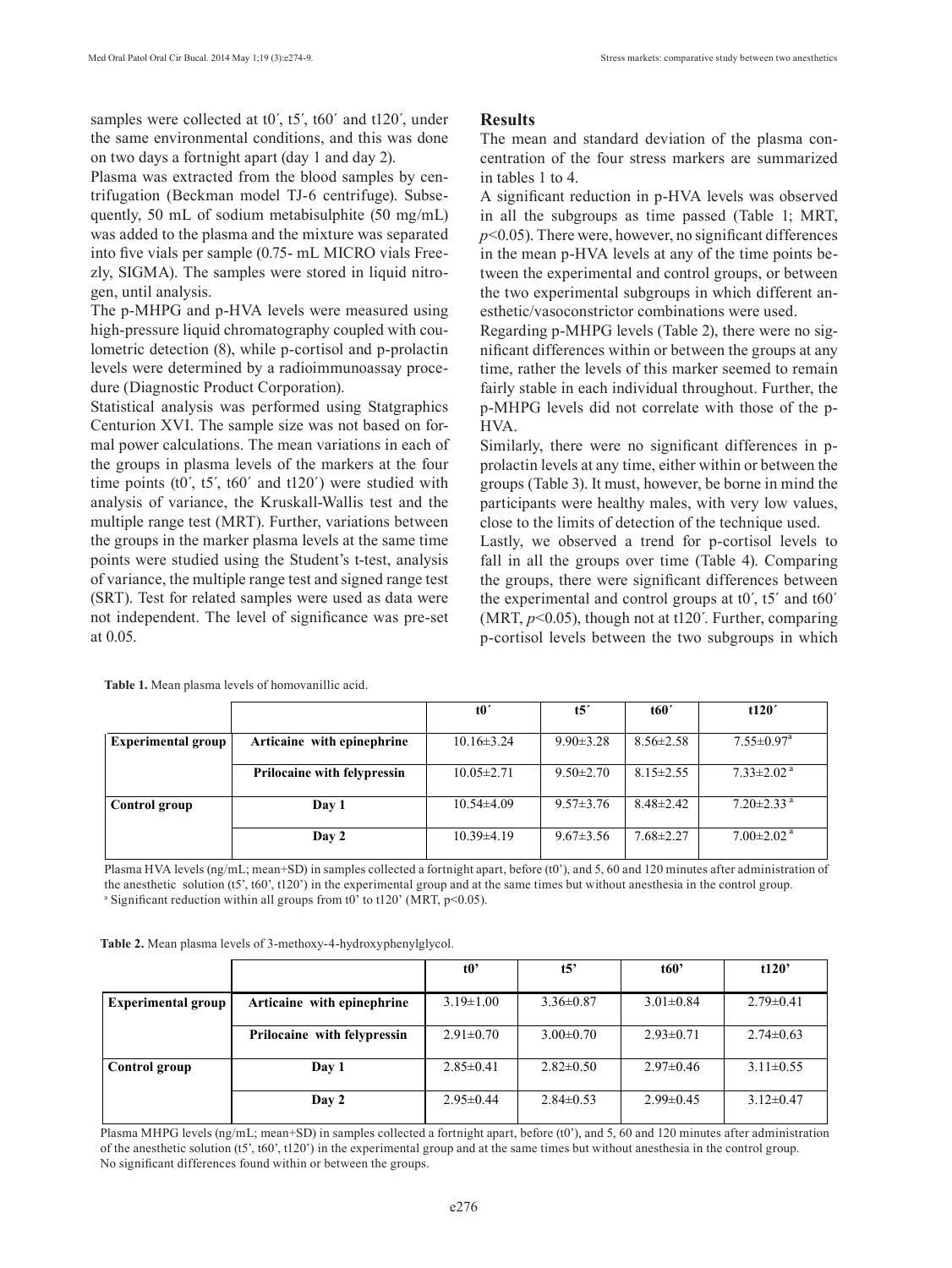samples were collected at t0´, t5´, t60´ and t120´, under the same environmental conditions, and this was done on two days a fortnight apart (day 1 and day 2).

Plasma was extracted from the blood samples by centrifugation (Beckman model TJ-6 centrifuge). Subsequently, 50 mL of sodium metabisulphite (50 mg/mL) was added to the plasma and the mixture was separated into five vials per sample (0.75- mL MICRO vials Freezly, SIGMA). The samples were stored in liquid nitrogen, until analysis.

The p-MHPG and p-HVA levels were measured using high-pressure liquid chromatography coupled with coulometric detection (8), while p-cortisol and p-prolactin levels were determined by a radioimmunoassay procedure (Diagnostic Product Corporation).

Statistical analysis was performed using Statgraphics Centurion XVI. The sample size was not based on formal power calculations. The mean variations in each of the groups in plasma levels of the markers at the four time points (t0´, t5´, t60´ and t120´) were studied with analysis of variance, the Kruskall-Wallis test and the multiple range test (MRT). Further, variations between the groups in the marker plasma levels at the same time points were studied using the Student's t-test, analysis of variance, the multiple range test and signed range test (SRT). Test for related samples were used as data were not independent. The level of significance was pre-set at 0.05.

## Results

The mean and standard deviation of the plasma concentration of the four stress markers are summarized in tables 1 to 4.

A significant reduction in p-HVA levels was observed in all the subgroups as time passed (Table 1; MRT, $p<0.05$). There were, however, no significant differences in the mean p-HVA levels at any of the time points between the experimental and control groups, or between the two experimental subgroups in which different anesthetic/vasoconstrictor combinations were used.

Regarding p-MHPG levels (Table 2), there were no significant differences within or between the groups at any time, rather the levels of this marker seemed to remain fairly stable in each individual throughout. Further, the p-MHPG levels did not correlate with those of the p-HVA.

Similarly, there were no significant differences in p-prolactin levels at any time, either within or between the groups (Table 3). It must, however, be borne in mind the participants were healthy males, with very low values, close to the limits of detection of the technique used.

Lastly, we observed a trend for p-cortisol levels to fall in all the groups over time (Table 4). Comparing the groups, there were significant differences between the experimental and control groups at t0´, t5´ and t60´ (MRT, $p<0.05$), though not at t120´. Further, comparing p-cortisol levels between the two subgroups in which

**Table 1.** Mean plasma levels of homovanillic acid.

| | | t0´ | t5´ | t60´ | t120´ |
|---|---|---|---|---|---|
| **Experimental group** | **Articaine with epinephrine** | 10.16±3.24 | 9.90±3.28 | 8.56±2.58 | 7.55±0.97[a] |
| | **Prilocaine with felypressin** | 10.05±2.71 | 9.50±2.70 | 8.15±2.55 | 7.33±2.02[a] |
| **Control group** | **Day 1** | 10.54±4.09 | 9.57±3.76 | 8.48±2.42 | 7.20±2.33[a] |
| | **Day 2** | 10.39±4.19 | 9.67±3.56 | 7.68±2.27 | 7.00±2.02[a] |

Plasma HVA levels (ng/mL; mean+SD) in samples collected a fortnight apart, before (t0'), and 5, 60 and 120 minutes after administration of the anesthetic solution (t5', t60', t120') in the experimental group and at the same times but without anesthesia in the control group.
[a] Significant reduction within all groups from t0' to t120' (MRT, p<0.05).

**Table 2.** Mean plasma levels of 3-methoxy-4-hydroxyphenylglycol.

| | | t0' | t5' | t60' | t120' |
|---|---|---|---|---|---|
| **Experimental group** | **Articaine with epinephrine** | 3.19±1.00 | 3.36±0.87 | 3.01±0.84 | 2.79±0.41 |
| | **Prilocaine with felypressin** | 2.91±0.70 | 3.00±0.70 | 2.93±0.71 | 2.74±0.63 |
| **Control group** | **Day 1** | 2.85±0.41 | 2.82±0.50 | 2.97±0.46 | 3.11±0.55 |
| | **Day 2** | 2.95±0.44 | 2.84±0.53 | 2.99±0.45 | 3.12±0.47 |

Plasma MHPG levels (ng/mL; mean+SD) in samples collected a fortnight apart, before (t0'), and 5, 60 and 120 minutes after administration of the anesthetic solution (t5', t60', t120') in the experimental group and at the same times but without anesthesia in the control group.
No significant differences found within or between the groups.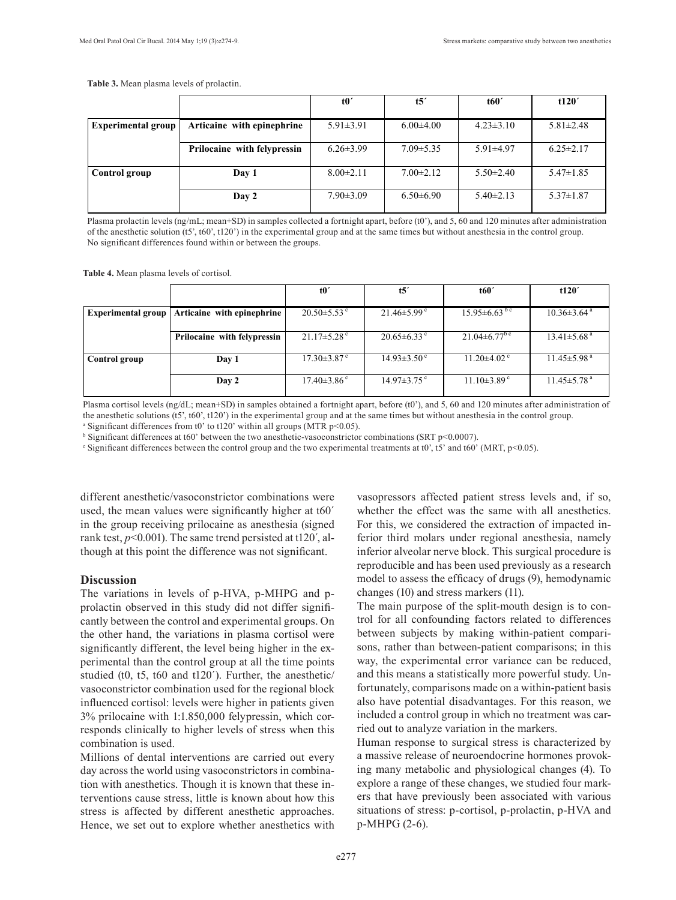**Table 3.** Mean plasma levels of prolactin.

| | | t0´ | t5´ | t60´ | t120´ |
|---|---|---|---|---|---|
| **Experimental group** | **Articaine with epinephrine** | 5.91±3.91 | 6.00±4.00 | 4.23±3.10 | 5.81±2.48 |
| | **Prilocaine with felypressin** | 6.26±3.99 | 7.09±5.35 | 5.91±4.97 | 6.25±2.17 |
| **Control group** | **Day 1** | 8.00±2.11 | 7.00±2.12 | 5.50±2.40 | 5.47±1.85 |
| | **Day 2** | 7.90±3.09 | 6.50±6.90 | 5.40±2.13 | 5.37±1.87 |

Plasma prolactin levels (ng/mL; mean+SD) in samples collected a fortnight apart, before (t0'), and 5, 60 and 120 minutes after administration of the anesthetic solution (t5', t60', t120') in the experimental group and at the same times but without anesthesia in the control group. No significant differences found within or between the groups.

**Table 4.** Mean plasma levels of cortisol.

| | | t0´ | t5´ | t60´ | t120´ |
|---|---|---|---|---|---|
| **Experimental group** | **Articaine with epinephrine** | 20.50±5.53 [c] | 21.46±5.99 [c] | 15.95±6.63 [b c] | 10.36±3.64 [a] |
| | **Prilocaine with felypressin** | 21.17±5.28 [c] | 20.65±6.33 [c] | 21.04±6.77 [b c] | 13.41±5.68 [a] |
| **Control group** | **Day 1** | 17.30±3.87 [c] | 14.93±3.50 [c] | 11.20±4.02 [c] | 11.45±5.98 [a] |
| | **Day 2** | 17.40±3.86 [c] | 14.97±3.75 [c] | 11.10±3.89 [c] | 11.45±5.78 [a] |

Plasma cortisol levels (ng/dL; mean+SD) in samples obtained a fortnight apart, before (t0'), and 5, 60 and 120 minutes after administration of the anesthetic solutions (t5', t60', t120') in the experimental group and at the same times but without anesthesia in the control group.
[a] Significant differences from t0' to t120' within all groups (MTR $p<0.05$).
[b] Significant differences at t60' between the two anesthetic-vasoconstrictor combinations (SRT $p<0.0007$).
[c] Significant differences between the control group and the two experimental treatments at t0', t5' and t60' (MRT, $p<0.05$).

different anesthetic/vasoconstrictor combinations were used, the mean values were significantly higher at t60´ in the group receiving prilocaine as anesthesia (signed rank test, $p<0.001$). The same trend persisted at t120´, although at this point the difference was not significant.

## Discussion

The variations in levels of p-HVA, p-MHPG and p-prolactin observed in this study did not differ significantly between the control and experimental groups. On the other hand, the variations in plasma cortisol were significantly different, the level being higher in the experimental than the control group at all the time points studied (t0, t5, t60 and t120´). Further, the anesthetic/vasoconstrictor combination used for the regional block influenced cortisol: levels were higher in patients given 3% prilocaine with 1:1.850,000 felypressin, which corresponds clinically to higher levels of stress when this combination is used.

Millions of dental interventions are carried out every day across the world using vasoconstrictors in combination with anesthetics. Though it is known that these interventions cause stress, little is known about how this stress is affected by different anesthetic approaches. Hence, we set out to explore whether anesthetics with vasopressors affected patient stress levels and, if so, whether the effect was the same with all anesthetics. For this, we considered the extraction of impacted inferior third molars under regional anesthesia, namely inferior alveolar nerve block. This surgical procedure is reproducible and has been used previously as a research model to assess the efficacy of drugs (9), hemodynamic changes (10) and stress markers (11).

The main purpose of the split-mouth design is to control for all confounding factors related to differences between subjects by making within-patient comparisons, rather than between-patient comparisons; in this way, the experimental error variance can be reduced, and this means a statistically more powerful study. Unfortunately, comparisons made on a within-patient basis also have potential disadvantages. For this reason, we included a control group in which no treatment was carried out to analyze variation in the markers.

Human response to surgical stress is characterized by a massive release of neuroendocrine hormones provoking many metabolic and physiological changes (4). To explore a range of these changes, we studied four markers that have previously been associated with various situations of stress: p-cortisol, p-prolactin, p-HVA and p-MHPG (2-6).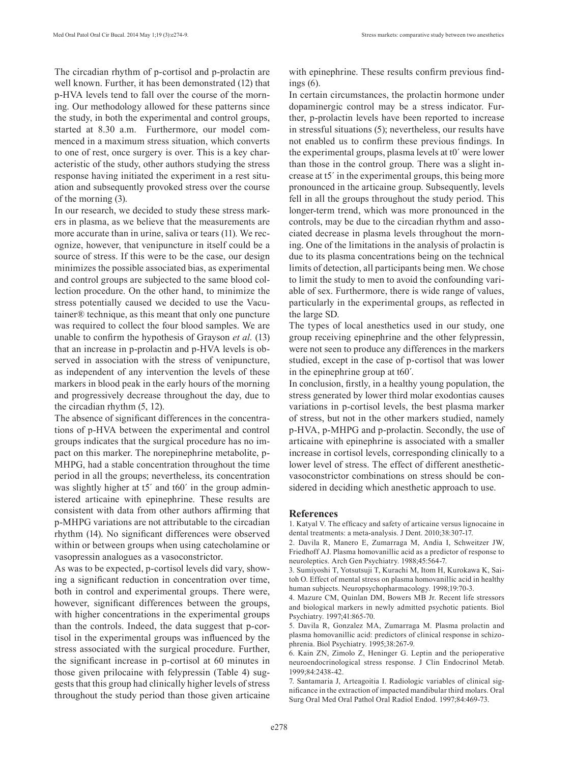The circadian rhythm of p-cortisol and p-prolactin are well known. Further, it has been demonstrated (12) that p-HVA levels tend to fall over the course of the morning. Our methodology allowed for these patterns since the study, in both the experimental and control groups, started at 8.30 a.m. Furthermore, our model commenced in a maximum stress situation, which converts to one of rest, once surgery is over. This is a key characteristic of the study, other authors studying the stress response having initiated the experiment in a rest situation and subsequently provoked stress over the course of the morning (3).

In our research, we decided to study these stress markers in plasma, as we believe that the measurements are more accurate than in urine, saliva or tears (11). We recognize, however, that venipuncture in itself could be a source of stress. If this were to be the case, our design minimizes the possible associated bias, as experimental and control groups are subjected to the same blood collection procedure. On the other hand, to minimize the stress potentially caused we decided to use the Vacutainer® technique, as this meant that only one puncture was required to collect the four blood samples. We are unable to confirm the hypothesis of Grayson *et al.* (13) that an increase in p-prolactin and p-HVA levels is observed in association with the stress of venipuncture, as independent of any intervention the levels of these markers in blood peak in the early hours of the morning and progressively decrease throughout the day, due to the circadian rhythm (5, 12).

The absence of significant differences in the concentrations of p-HVA between the experimental and control groups indicates that the surgical procedure has no impact on this marker. The norepinephrine metabolite, p-MHPG, had a stable concentration throughout the time period in all the groups; nevertheless, its concentration was slightly higher at t5´ and t60´ in the group administered articaine with epinephrine. These results are consistent with data from other authors affirming that p-MHPG variations are not attributable to the circadian rhythm (14). No significant differences were observed within or between groups when using catecholamine or vasopressin analogues as a vasoconstrictor.

As was to be expected, p-cortisol levels did vary, showing a significant reduction in concentration over time, both in control and experimental groups. There were, however, significant differences between the groups, with higher concentrations in the experimental groups than the controls. Indeed, the data suggest that p-cortisol in the experimental groups was influenced by the stress associated with the surgical procedure. Further, the significant increase in p-cortisol at 60 minutes in those given prilocaine with felypressin (Table 4) suggests that this group had clinically higher levels of stress throughout the study period than those given articaine with epinephrine. These results confirm previous findings (6).

In certain circumstances, the prolactin hormone under dopaminergic control may be a stress indicator. Further, p-prolactin levels have been reported to increase in stressful situations (5); nevertheless, our results have not enabled us to confirm these previous findings. In the experimental groups, plasma levels at t0´ were lower than those in the control group. There was a slight increase at t5´ in the experimental groups, this being more pronounced in the articaine group. Subsequently, levels fell in all the groups throughout the study period. This longer-term trend, which was more pronounced in the controls, may be due to the circadian rhythm and associated decrease in plasma levels throughout the morning. One of the limitations in the analysis of prolactin is due to its plasma concentrations being on the technical limits of detection, all participants being men. We chose to limit the study to men to avoid the confounding variable of sex. Furthermore, there is wide range of values, particularly in the experimental groups, as reflected in the large SD.

The types of local anesthetics used in our study, one group receiving epinephrine and the other felypressin, were not seen to produce any differences in the markers studied, except in the case of p-cortisol that was lower in the epinephrine group at t60´.

In conclusion, firstly, in a healthy young population, the stress generated by lower third molar exodontias causes variations in p-cortisol levels, the best plasma marker of stress, but not in the other markers studied, namely p-HVA, p-MHPG and p-prolactin. Secondly, the use of articaine with epinephrine is associated with a smaller increase in cortisol levels, corresponding clinically to a lower level of stress. The effect of different anesthetic-vasoconstrictor combinations on stress should be considered in deciding which anesthetic approach to use.

## References

1. Katyal V. The efficacy and safety of articaine versus lignocaine in dental treatments: a meta-analysis. J Dent. 2010;38:307-17.
2. Davila R, Manero E, Zumarraga M, Andia I, Schweitzer JW, Friedhoff AJ. Plasma homovanillic acid as a predictor of response to neuroleptics. Arch Gen Psychiatry. 1988;45:564-7.
3. Sumiyoshi T, Yotsutsuji T, Kurachi M, Itom H, Kurokawa K, Saitoh O. Effect of mental stress on plasma homovanillic acid in healthy human subjects. Neuropsychopharmacology. 1998;19:70-3.
4. Mazure CM, Quinlan DM, Bowers MB Jr. Recent life stressors and biological markers in newly admitted psychotic patients. Biol Psychiatry. 1997;41:865-70.
5. Davila R, Gonzalez MA, Zumarraga M. Plasma prolactin and plasma homovanillic acid: predictors of clinical response in schizophrenia. Biol Psychiatry. 1995;38:267-9.
6. Kain ZN, Zimolo Z, Heninger G. Leptin and the perioperative neuroendocrinological stress response. J Clin Endocrinol Metab. 1999;84:2438-42.
7. Santamaria J, Arteagoitia I. Radiologic variables of clinical significance in the extraction of impacted mandibular third molars. Oral Surg Oral Med Oral Pathol Oral Radiol Endod. 1997;84:469-73.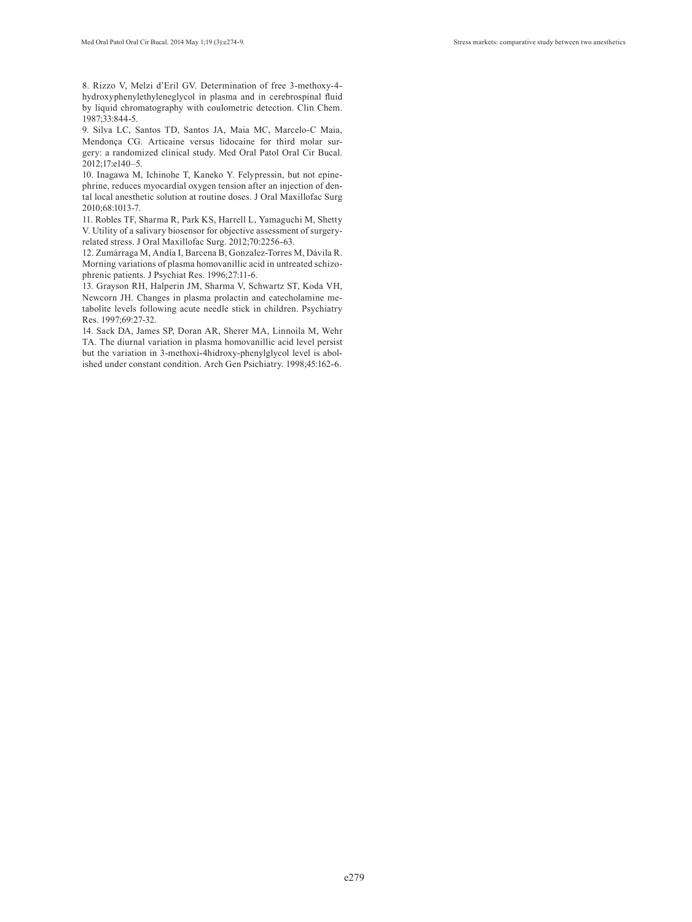8. Rizzo V, Melzi d'Eril GV. Determination of free 3-methoxy-4-hydroxyphenylethyleneglycol in plasma and in cerebrospinal fluid by liquid chromatography with coulometric detection. Clin Chem. 1987;33:844-5.

9. Silva LC, Santos TD, Santos JA, Maia MC, Marcelo-C Maia, Mendonça CG. Articaine versus lidocaine for third molar surgery: a randomized clinical study. Med Oral Patol Oral Cir Bucal. 2012;17:e140–5.

10. Inagawa M, Ichinohe T, Kaneko Y. Felypressin, but not epinephrine, reduces myocardial oxygen tension after an injection of dental local anesthetic solution at routine doses. J Oral Maxillofac Surg 2010;68:1013-7.

11. Robles TF, Sharma R, Park KS, Harrell L, Yamaguchi M, Shetty V. Utility of a salivary biosensor for objective assessment of surgery-related stress. J Oral Maxillofac Surg. 2012;70:2256-63.

12. Zumárraga M, Andía I, Barcena B, Gonzalez-Torres M, Dávila R. Morning variations of plasma homovanillic acid in untreated schizophrenic patients. J Psychiat Res. 1996;27:11-6.

13. Grayson RH, Halperin JM, Sharma V, Schwartz ST, Koda VH, Newcorn JH. Changes in plasma prolactin and catecholamine metabolite levels following acute needle stick in children. Psychiatry Res. 1997;69:27-32.

14. Sack DA, James SP, Doran AR, Sherer MA, Linnoila M, Wehr TA. The diurnal variation in plasma homovanillic acid level persist but the variation in 3-methoxi-4hidroxy-phenylglycol level is abolished under constant condition. Arch Gen Psichiatry. 1998;45:162-6.